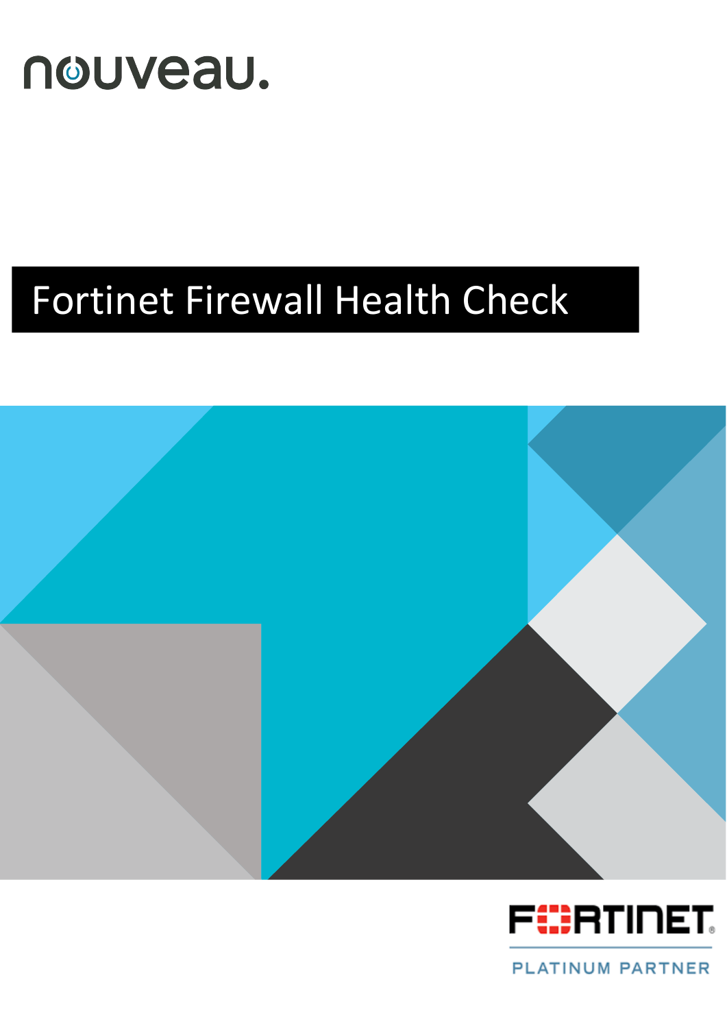nouveau.

# Fortinet Firewall Health Check

FORTINET

PLATINUM PARTNER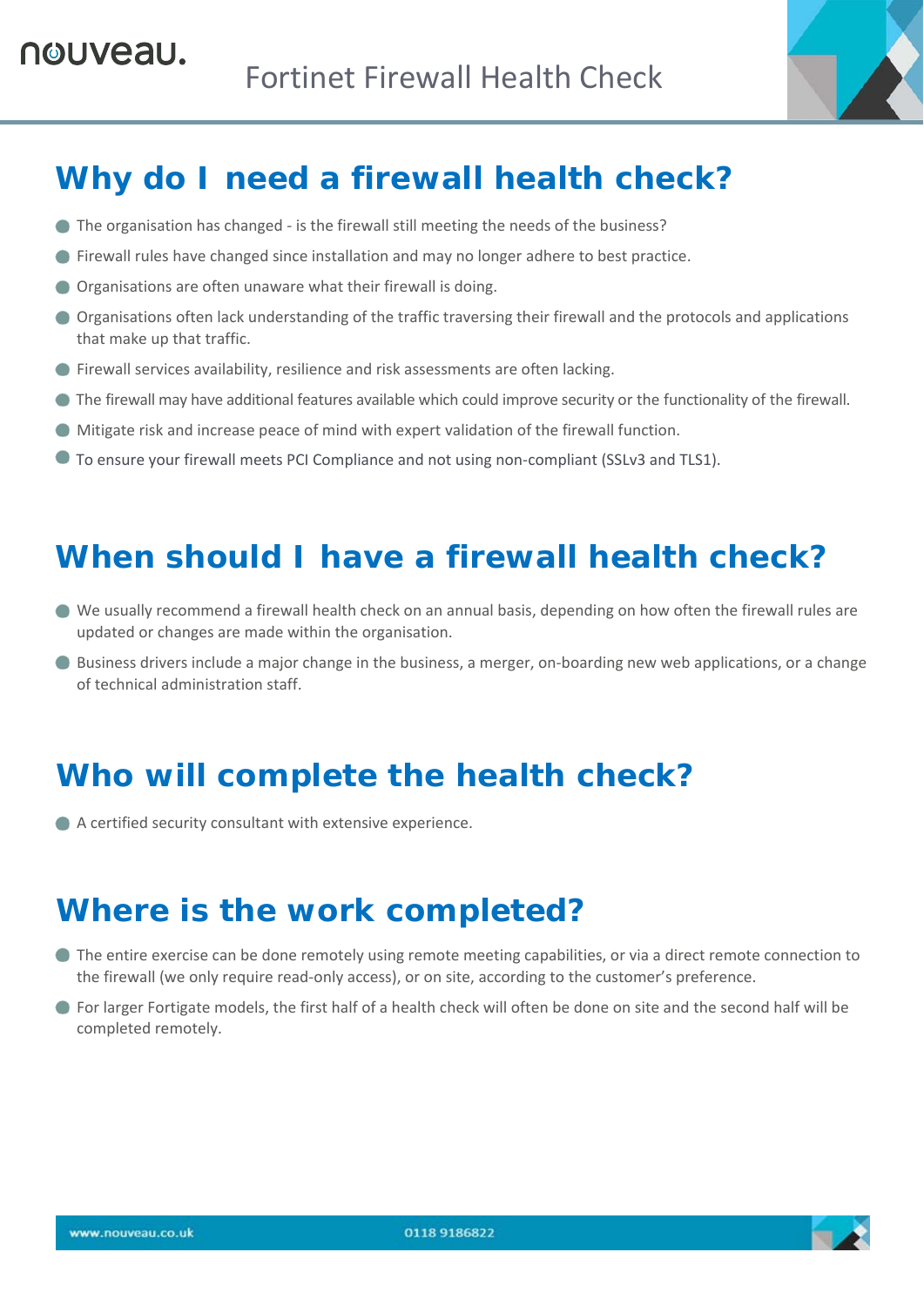## Why do I need a firewall health check?

- The organisation has changed - is the firewall still meeting the needs of the business?
- Firewall rules have changed since installation and may no longer adhere to best practice.
- Organisations are often unaware what their firewall is doing.
- Organisations often lack understanding of the traffic traversing their firewall and the protocols and applications that make up that traffic.
- Firewall services availability, resilience and risk assessments are often lacking.
- The firewall may have additional features available which could improve security or the functionality of the firewall.
- Mitigate risk and increase peace of mind with expert validation of the firewall function.
- To ensure your firewall meets PCI Compliance and not using non-compliant (SSLv3 and TLS1).

## When should I have a firewall health check?

- We usually recommend a firewall health check on an annual basis, depending on how often the firewall rules are updated or changes are made within the organisation.
- Business drivers include a major change in the business, a merger, on-boarding new web applications, or a change of technical administration staff.

## Who will complete the health check?

- A certified security consultant with extensive experience.

## Where is the work completed?

- The entire exercise can be done remotely using remote meeting capabilities, or via a direct remote connection to the firewall (we only require read-only access), or on site, according to the customer's preference.
- For larger Fortigate models, the first half of a health check will often be done on site and the second half will be completed remotely.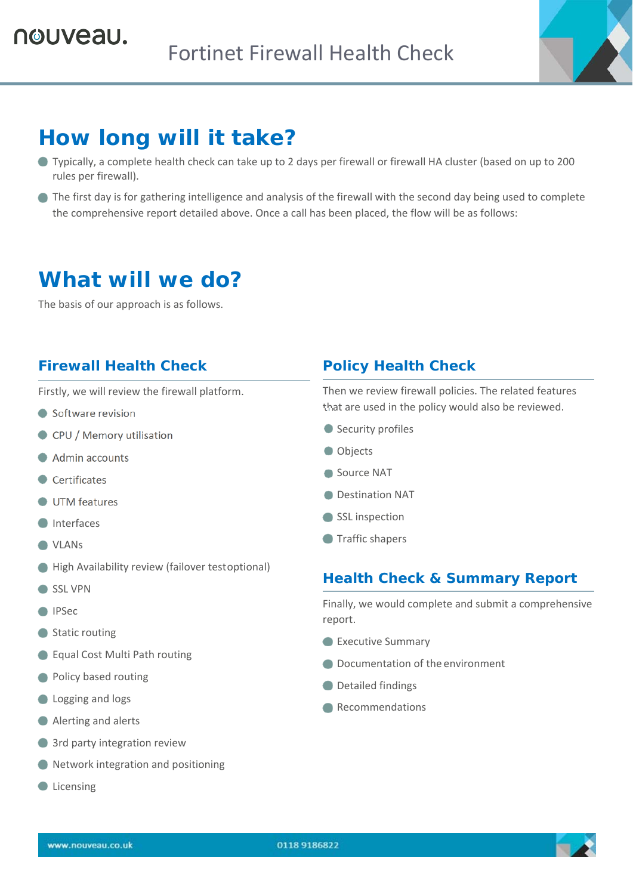## How long will it take?

- Typically, a complete health check can take up to 2 days per firewall or firewall HA cluster (based on up to 200 rules per firewall).
- The first day is for gathering intelligence and analysis of the firewall with the second day being used to complete the comprehensive report detailed above. Once a call has been placed, the flow will be as follows:

## What will we do?

The basis of our approach is as follows.

### Firewall Health Check

Firstly, we will review the firewall platform.

- Software revision
- CPU / Memory utilisation
- Admin accounts
- Certificates
- UTM features
- Interfaces
- VLANs
- High Availability review (failover testoptional)
- SSL VPN
- IPSec
- Static routing
- Equal Cost Multi Path routing
- Policy based routing
- Logging and logs
- Alerting and alerts
- 3rd party integration review
- Network integration and positioning
- Licensing

### Policy Health Check

Then we review firewall policies. The related features that are used in the policy would also be reviewed.

- Security profiles
- Objects
- Source NAT
- Destination NAT
- SSL inspection
- Traffic shapers

### Health Check & Summary Report

Finally, we would complete and submit a comprehensive report.

- Executive Summary
- Documentation of the environment
- Detailed findings
- Recommendations